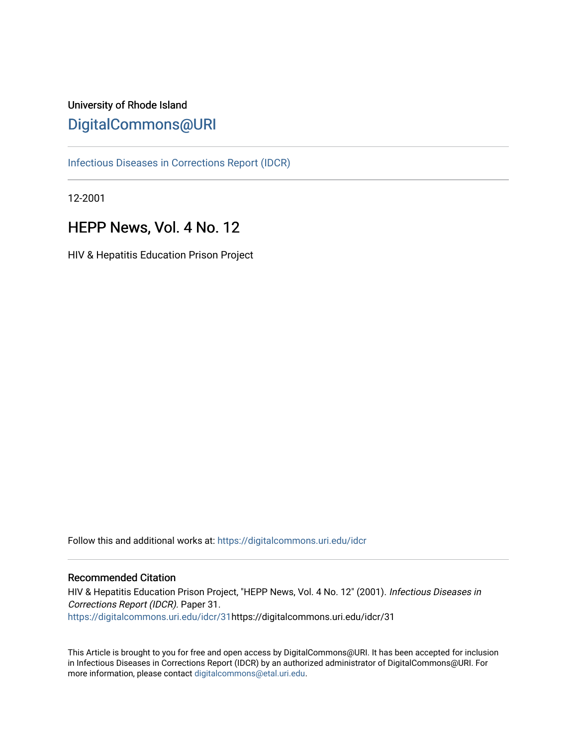University of Rhode Island

# DigitalCommons@URI

Infectious Diseases in Corrections Report (IDCR)

12-2001

## HEPP News, Vol. 4 No. 12

HIV & Hepatitis Education Prison Project

Follow this and additional works at: https://digitalcommons.uri.edu/idcr

### Recommended Citation

HIV & Hepatitis Education Prison Project, "HEPP News, Vol. 4 No. 12" (2001). *Infectious Diseases in Corrections Report (IDCR)*. Paper 31.
https://digitalcommons.uri.edu/idcr/31https://digitalcommons.uri.edu/idcr/31

This Article is brought to you for free and open access by DigitalCommons@URI. It has been accepted for inclusion in Infectious Diseases in Corrections Report (IDCR) by an authorized administrator of DigitalCommons@URI. For more information, please contact digitalcommons@etal.uri.edu.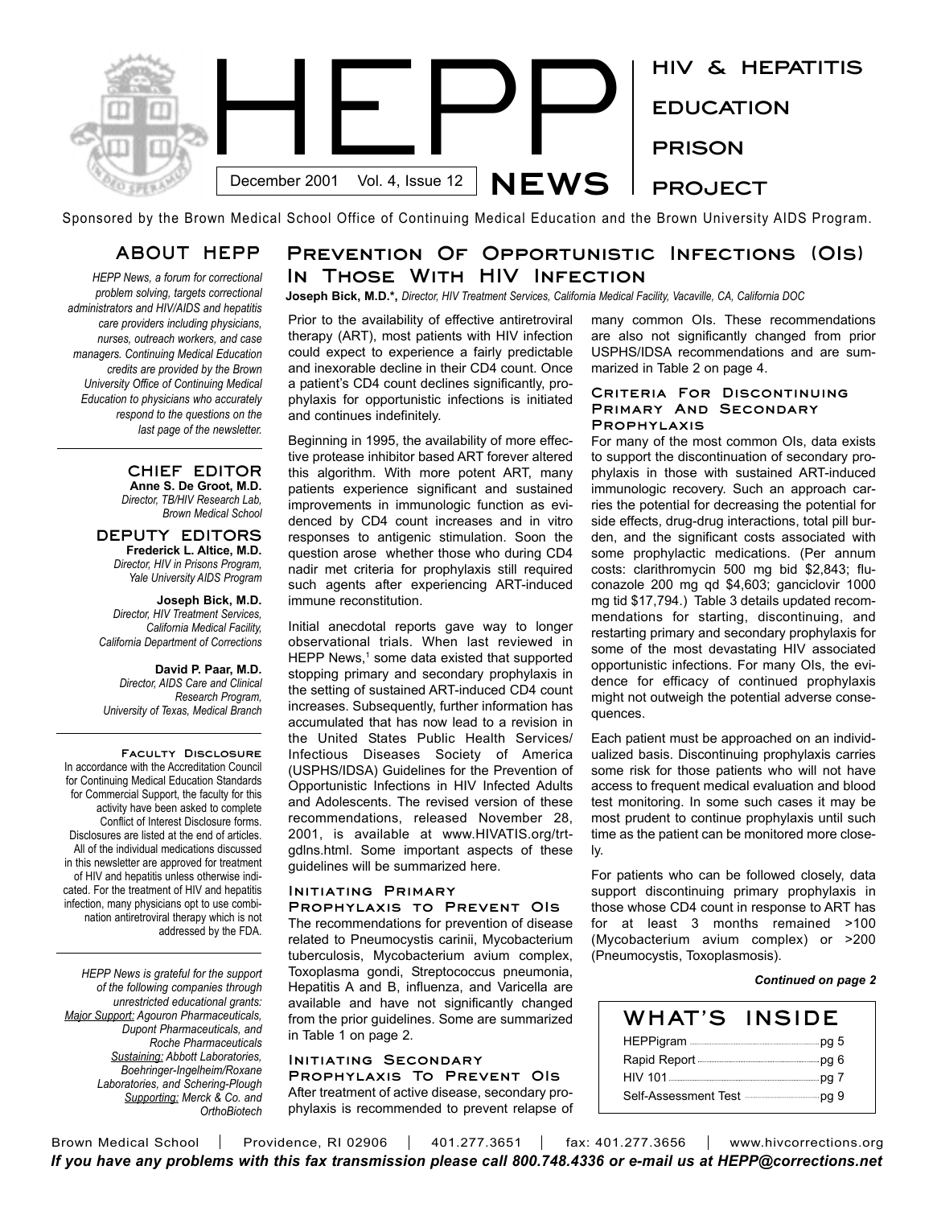# HEPP NEWS

December 2001 Vol. 4, Issue 12

HIV & HEPATITIS EDUCATION PRISON PROJECT

Sponsored by the Brown Medical School Office of Continuing Medical Education and the Brown University AIDS Program.

## ABOUT HEPP

*HEPP News, a forum for correctional problem solving, targets correctional administrators and HIV/AIDS and hepatitis care providers including physicians, nurses, outreach workers, and case managers. Continuing Medical Education credits are provided by the Brown University Office of Continuing Medical Education to physicians who accurately respond to the questions on the last page of the newsletter.*

### CHIEF EDITOR

**Anne S. De Groot, M.D.**
*Director, TB/HIV Research Lab, Brown Medical School*

### DEPUTY EDITORS

**Frederick L. Altice, M.D.**
*Director, HIV in Prisons Program, Yale University AIDS Program*

**Joseph Bick, M.D.**
*Director, HIV Treatment Services, California Medical Facility, California Department of Corrections*

**David P. Paar, M.D.**
*Director, AIDS Care and Clinical Research Program, University of Texas, Medical Branch*

### Faculty Disclosure

In accordance with the Accreditation Council for Continuing Medical Education Standards for Commercial Support, the faculty for this activity have been asked to complete Conflict of Interest Disclosure forms. Disclosures are listed at the end of articles. All of the individual medications discussed in this newsletter are approved for treatment of HIV and hepatitis unless otherwise indicated. For the treatment of HIV and hepatitis infection, many physicians opt to use combination antiretroviral therapy which is not addressed by the FDA.

*HEPP News is grateful for the support of the following companies through unrestricted educational grants: Major Support: Agouron Pharmaceuticals, Dupont Pharmaceuticals, and Roche Pharmaceuticals Sustaining: Abbott Laboratories, Boehringer-Ingelheim/Roxane Laboratories, and Schering-Plough Supporting: Merck & Co. and OrthoBiotech*

## Prevention Of Opportunistic Infections (OIs) In Those With HIV Infection

**Joseph Bick, M.D.\***, *Director, HIV Treatment Services, California Medical Facility, Vacaville, CA, California DOC*

Prior to the availability of effective antiretroviral therapy (ART), most patients with HIV infection could expect to experience a fairly predictable and inexorable decline in their CD4 count. Once a patient's CD4 count declines significantly, prophylaxis for opportunistic infections is initiated and continues indefinitely.

Beginning in 1995, the availability of more effective protease inhibitor based ART forever altered this algorithm. With more potent ART, many patients experience significant and sustained improvements in immunologic function as evidenced by CD4 count increases and in vitro responses to antigenic stimulation. Soon the question arose whether those who during CD4 nadir met criteria for prophylaxis still required such agents after experiencing ART-induced immune reconstitution.

Initial anecdotal reports gave way to longer observational trials. When last reviewed in HEPP News,[1] some data existed that supported stopping primary and secondary prophylaxis in the setting of sustained ART-induced CD4 count increases. Subsequently, further information has accumulated that has now lead to a revision in the United States Public Health Services/ Infectious Diseases Society of America (USPHS/IDSA) Guidelines for the Prevention of Opportunistic Infections in HIV Infected Adults and Adolescents. The revised version of these recommendations, released November 28, 2001, is available at www.HIVATIS.org/trtgdlns.html. Some important aspects of these guidelines will be summarized here.

### Initiating Primary Prophylaxis to Prevent OIs

The recommendations for prevention of disease related to Pneumocystis carinii, Mycobacterium tuberculosis, Mycobacterium avium complex, Toxoplasma gondii, Streptococcus pneumonia, Hepatitis A and B, influenza, and Varicella are available and have not significantly changed from the prior guidelines. Some are summarized in Table 1 on page 2.

### Initiating Secondary Prophylaxis To Prevent OIs

After treatment of active disease, secondary prophylaxis is recommended to prevent relapse of many common OIs. These recommendations are also not significantly changed from prior USPHS/IDSA recommendations and are summarized in Table 2 on page 4.

### Criteria For Discontinuing Primary And Secondary Prophylaxis

For many of the most common OIs, data exists to support the discontinuation of secondary prophylaxis in those with sustained ART-induced immunologic recovery. Such an approach carries the potential for decreasing the potential for side effects, drug-drug interactions, total pill burden, and the significant costs associated with some prophylactic medications. (Per annum costs: clarithromycin 500 mg bid $2,843; fluconazole 200 mg qd $4,603; ganciclovir 1000 mg tid $17,794.) Table 3 details updated recommendations for starting, discontinuing, and restarting primary and secondary prophylaxis for some of the most devastating HIV associated opportunistic infections. For many OIs, the evidence for efficacy of continued prophylaxis might not outweigh the potential adverse consequences.

Each patient must be approached on an individualized basis. Discontinuing prophylaxis carries some risk for those patients who will not have access to frequent medical evaluation and blood test monitoring. In some such cases it may be most prudent to continue prophylaxis until such time as the patient can be monitored more closely.

For patients who can be followed closely, data support discontinuing primary prophylaxis in those whose CD4 count in response to ART has for at least 3 months remained >100 (Mycobacterium avium complex) or >200 (Pneumocystis, Toxoplasmosis).

***Continued on page 2***

## WHAT'S INSIDE

- HEPPigram ... pg 5
- Rapid Report ... pg 6
- HIV 101 ... pg 7
- Self-Assessment Test ... pg 9

Brown Medical School | Providence, RI 02906 | 401.277.3651 | fax: 401.277.3656 | www.hivcorrections.org

***If you have any problems with this fax transmission please call 800.748.4336 or e-mail us at HEPP@corrections.net***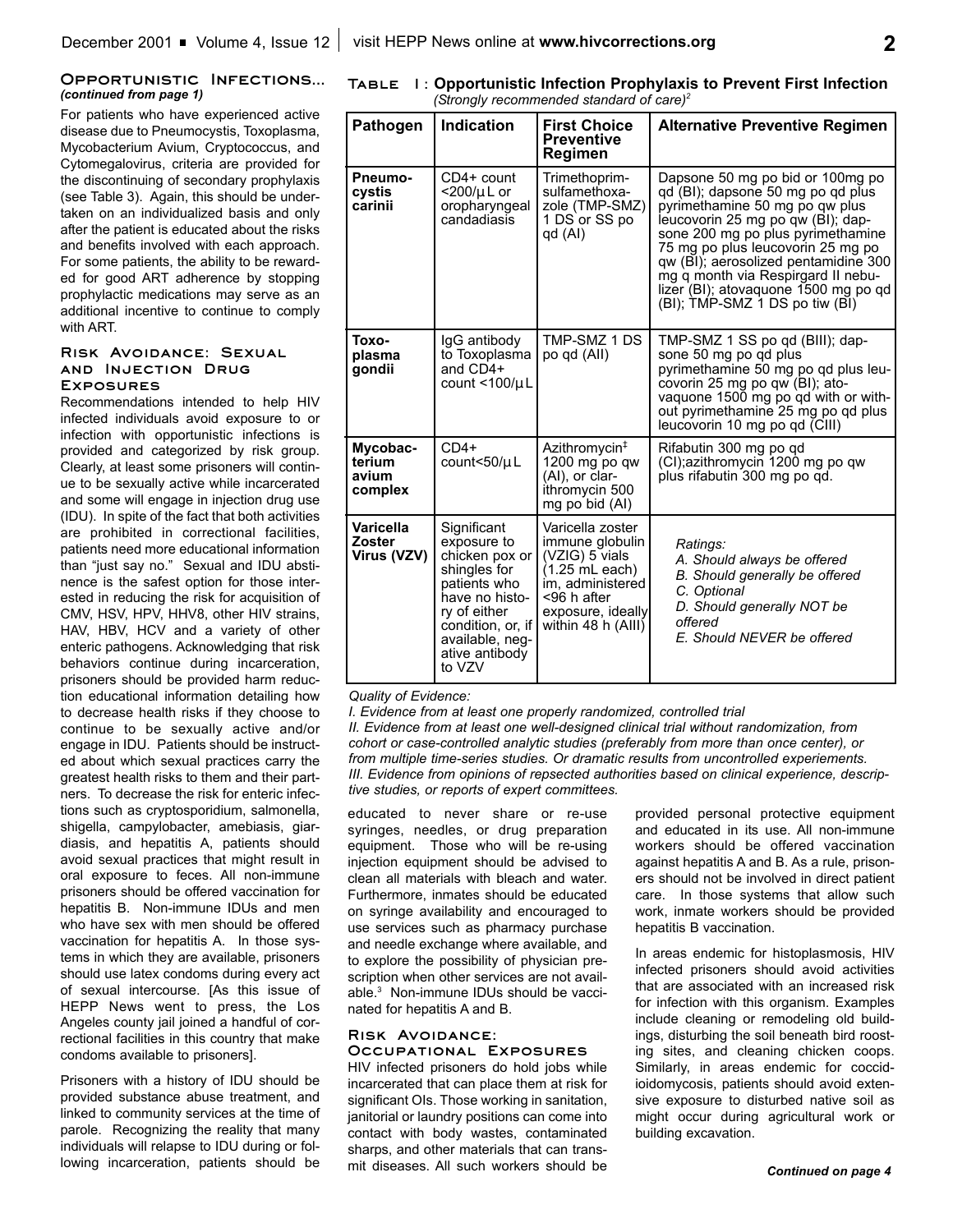### Opportunistic Infections... *(continued from page 1)*

For patients who have experienced active disease due to Pneumocystis, Toxoplasma, Mycobacterium Avium, Cryptococcus, and Cytomegalovirus, criteria are provided for the discontinuing of secondary prophylaxis (see Table 3). Again, this should be undertaken on an individualized basis and only after the patient is educated about the risks and benefits involved with each approach. For some patients, the ability to be rewarded for good ART adherence by stopping prophylactic medications may serve as an additional incentive to continue to comply with ART.

### Risk Avoidance: Sexual and Injection Drug Exposures

Recommendations intended to help HIV infected individuals avoid exposure to or infection with opportunistic infections is provided and categorized by risk group. Clearly, at least some prisoners will continue to be sexually active while incarcerated and some will engage in injection drug use (IDU). In spite of the fact that both activities are prohibited in correctional facilities, patients need more educational information than "just say no." Sexual and IDU abstinence is the safest option for those interested in reducing the risk for acquisition of CMV, HSV, HPV, HHV8, other HIV strains, HAV, HBV, HCV and a variety of other enteric pathogens. Acknowledging that risk behaviors continue during incarceration, prisoners should be provided harm reduction educational information detailing how to decrease health risks if they choose to continue to be sexually active and/or engage in IDU. Patients should be instructed about which sexual practices carry the greatest health risks to them and their partners. To decrease the risk for enteric infections such as cryptosporidium, salmonella, shigella, campylobacter, amebiasis, giardiasis, and hepatitis A, patients should avoid sexual practices that might result in oral exposure to feces. All non-immune prisoners should be offered vaccination for hepatitis B. Non-immune IDUs and men who have sex with men should be offered vaccination for hepatitis A. In those systems in which they are available, prisoners should use latex condoms during every act of sexual intercourse. [As this issue of HEPP News went to press, the Los Angeles county jail joined a handful of correctional facilities in this country that make condoms available to prisoners].

Prisoners with a history of IDU should be provided substance abuse treatment, and linked to community services at the time of parole. Recognizing the reality that many individuals will relapse to IDU during or following incarceration, patients should be educated to never share or re-use syringes, needles, or drug preparation equipment. Those who will be re-using injection equipment should be advised to clean all materials with bleach and water. Furthermore, inmates should be educated on syringe availability and encouraged to use services such as pharmacy purchase and needle exchange where available, and to explore the possibility of physician prescription when other services are not available.[3] Non-immune IDUs should be vaccinated for hepatitis A and B.

**Table 1: Opportunistic Infection Prophylaxis to Prevent First Infection**
*(Strongly recommended standard of care)*[2]

| Pathogen | Indication | First Choice Preventive Regimen | Alternative Preventive Regimen |
|---|---|---|---|
| **Pneumocystis carinii** | CD4+ count <200/µL or oropharyngeal candadiasis | Trimethoprim-sulfamethoxazole (TMP-SMZ) 1 DS or SS po qd (AI) | Dapsone 50 mg po bid or 100mg po qd (BI); dapsone 50 mg po qd plus pyrimethamine 50 mg po qw plus leucovorin 25 mg po qw (BI); dapsone 200 mg po plus pyrimethamine 75 mg po plus leucovorin 25 mg po qw (BI); aerosolized pentamidine 300 mg q month via Respirgard II nebulizer (BI); atovaquone 1500 mg po qd (BI); TMP-SMZ 1 DS po tiw (BI) |
| **Toxoplasma gondii** | IgG antibody to Toxoplasma and CD4+ count <100/µL | TMP-SMZ 1 DS po qd (AII) | TMP-SMZ 1 SS po qd (BIII); dapsone 50 mg po qd plus pyrimethamine 50 mg po qd plus leucovorin 25 mg po qw (BI); atovaquone 1500 mg po qd with or without pyrimethamine 25 mg po qd plus leucovorin 10 mg po qd (CIII) |
| **Mycobacterium avium complex** | CD4+ count<50/µL | Azithromycin‡ 1200 mg po qw (AI), or clarithromycin 500 mg po bid (AI) | Rifabutin 300 mg po qd (CI);azithromycin 1200 mg po qw plus rifabutin 300 mg po qd. |
| **Varicella Zoster Virus (VZV)** | Significant exposure to chicken pox or shingles for patients who have no history of either condition, or, if available, negative antibody to VZV | Varicella zoster immune globulin (VZIG) 5 vials (1.25 mL each) im, administered <96 h after exposure, ideally within 48 h (AIII) | *Ratings:*<br>*A. Should always be offered*<br>*B. Should generally be offered*<br>*C. Optional*<br>*D. Should generally NOT be offered*<br>*E. Should NEVER be offered* |

*Quality of Evidence:*
*I. Evidence from at least one properly randomized, controlled trial*
*II. Evidence from at least one well-designed clinical trial without randomization, from cohort or case-controlled analytic studies (preferably from more than once center), or from multiple time-series studies. Or dramatic results from uncontrolled experiements.*
*III. Evidence from opinions of repsected authorities based on clinical experience, descriptive studies, or reports of expert committees.*

### Risk Avoidance: Occupational Exposures

HIV infected prisoners do hold jobs while incarcerated that can place them at risk for significant OIs. Those working in sanitation, janitorial or laundry positions can come into contact with body wastes, contaminated sharps, and other materials that can transmit diseases. All such workers should be provided personal protective equipment and educated in its use. All non-immune workers should be offered vaccination against hepatitis A and B. As a rule, prisoners should not be involved in direct patient care. In those systems that allow such work, inmate workers should be provided hepatitis B vaccination.

In areas endemic for histoplasmosis, HIV infected prisoners should avoid activities that are associated with an increased risk for infection with this organism. Examples include cleaning or remodeling old buildings, disturbing the soil beneath bird roosting sites, and cleaning chicken coops. Similarly, in areas endemic for coccidioidomycosis, patients should avoid extensive exposure to disturbed native soil as might occur during agricultural work or building excavation.

*Continued on page 4*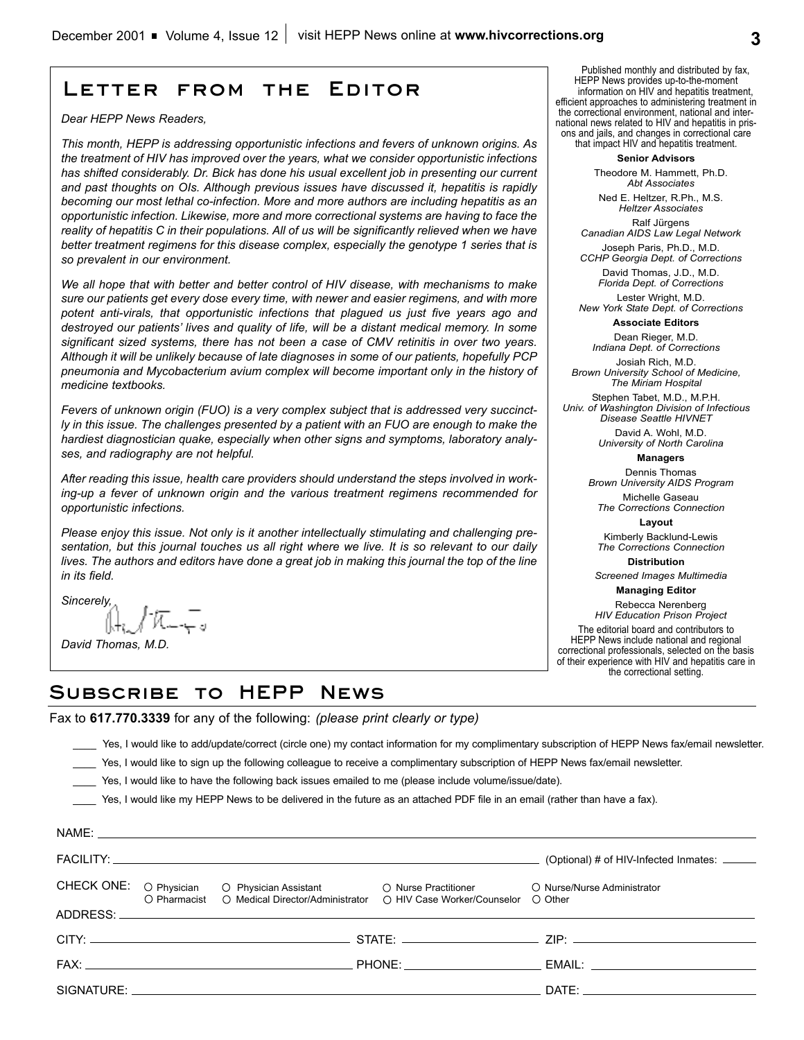## Letter from the Editor

*Dear HEPP News Readers,*

*This month, HEPP is addressing opportunistic infections and fevers of unknown origins. As the treatment of HIV has improved over the years, what we consider opportunistic infections has shifted considerably. Dr. Bick has done his usual excellent job in presenting our current and past thoughts on OIs. Although previous issues have discussed it, hepatitis is rapidly becoming our most lethal co-infection. More and more authors are including hepatitis as an opportunistic infection. Likewise, more and more correctional systems are having to face the reality of hepatitis C in their populations. All of us will be significantly relieved when we have better treatment regimens for this disease complex, especially the genotype 1 series that is so prevalent in our environment.*

*We all hope that with better and better control of HIV disease, with mechanisms to make sure our patients get every dose every time, with newer and easier regimens, and with more potent anti-virals, that opportunistic infections that plagued us just five years ago and destroyed our patients' lives and quality of life, will be a distant medical memory. In some significant sized systems, there has not been a case of CMV retinitis in over two years. Although it will be unlikely because of late diagnoses in some of our patients, hopefully PCP pneumonia and Mycobacterium avium complex will become important only in the history of medicine textbooks.*

*Fevers of unknown origin (FUO) is a very complex subject that is addressed very succinctly in this issue. The challenges presented by a patient with an FUO are enough to make the hardiest diagnostician quake, especially when other signs and symptoms, laboratory analyses, and radiography are not helpful.*

*After reading this issue, health care providers should understand the steps involved in working-up a fever of unknown origin and the various treatment regimens recommended for opportunistic infections.*

*Please enjoy this issue. Not only is it another intellectually stimulating and challenging presentation, but this journal touches us all right where we live. It is so relevant to our daily lives. The authors and editors have done a great job in making this journal the top of the line in its field.*

*Sincerely,*

*David Thomas, M.D.*

Published monthly and distributed by fax, HEPP News provides up-to-the-moment information on HIV and hepatitis treatment, efficient approaches to administering treatment in the correctional environment, national and international news related to HIV and hepatitis in prisons and jails, and changes in correctional care that impact HIV and hepatitis treatment.

**Senior Advisors**

Theodore M. Hammett, Ph.D.
*Abt Associates*

Ned E. Heltzer, R.Ph., M.S.
*Heltzer Associates*

Ralf Jürgens
*Canadian AIDS Law Legal Network*

Joseph Paris, Ph.D., M.D.
*CCHP Georgia Dept. of Corrections*

David Thomas, J.D., M.D.
*Florida Dept. of Corrections*

Lester Wright, M.D.
*New York State Dept. of Corrections*

**Associate Editors**

Dean Rieger, M.D.
*Indiana Dept. of Corrections*

Josiah Rich, M.D.
*Brown University School of Medicine, The Miriam Hospital*

Stephen Tabet, M.D., M.P.H.
*Univ. of Washington Division of Infectious Disease Seattle HIVNET*

David A. Wohl, M.D.
*University of North Carolina*

**Managers**

Dennis Thomas
*Brown University AIDS Program*

Michelle Gaseau
*The Corrections Connection*

**Layout**

Kimberly Backlund-Lewis
*The Corrections Connection*

**Distribution**

*Screened Images Multimedia*

**Managing Editor**

Rebecca Nerenberg
*HIV Education Prison Project*

The editorial board and contributors to HEPP News include national and regional correctional professionals, selected on the basis of their experience with HIV and hepatitis care in the correctional setting.

## Subscribe to HEPP News

Fax to **617.770.3339** for any of the following: *(please print clearly or type)*

____ Yes, I would like to add/update/correct (circle one) my contact information for my complimentary subscription of HEPP News fax/email newsletter.

____ Yes, I would like to sign up the following colleague to receive a complimentary subscription of HEPP News fax/email newsletter.

____ Yes, I would like to have the following back issues emailed to me (please include volume/issue/date).

____ Yes, I would like my HEPP News to be delivered in the future as an attached PDF file in an email (rather than have a fax).

NAME: ____________________

FACILITY: ____________________ (Optional) # of HIV-Infected Inmates: ______

CHECK ONE: ○ Physician ○ Physician Assistant ○ Nurse Practitioner ○ Nurse/Nurse Administrator ○ Pharmacist ○ Medical Director/Administrator ○ HIV Case Worker/Counselor ○ Other

ADDRESS: ____________________

CITY: ____________________ STATE: ____________________ ZIP: ____________________

FAX: ____________________ PHONE: ____________________ EMAIL: ____________________

SIGNATURE: ____________________ DATE: ____________________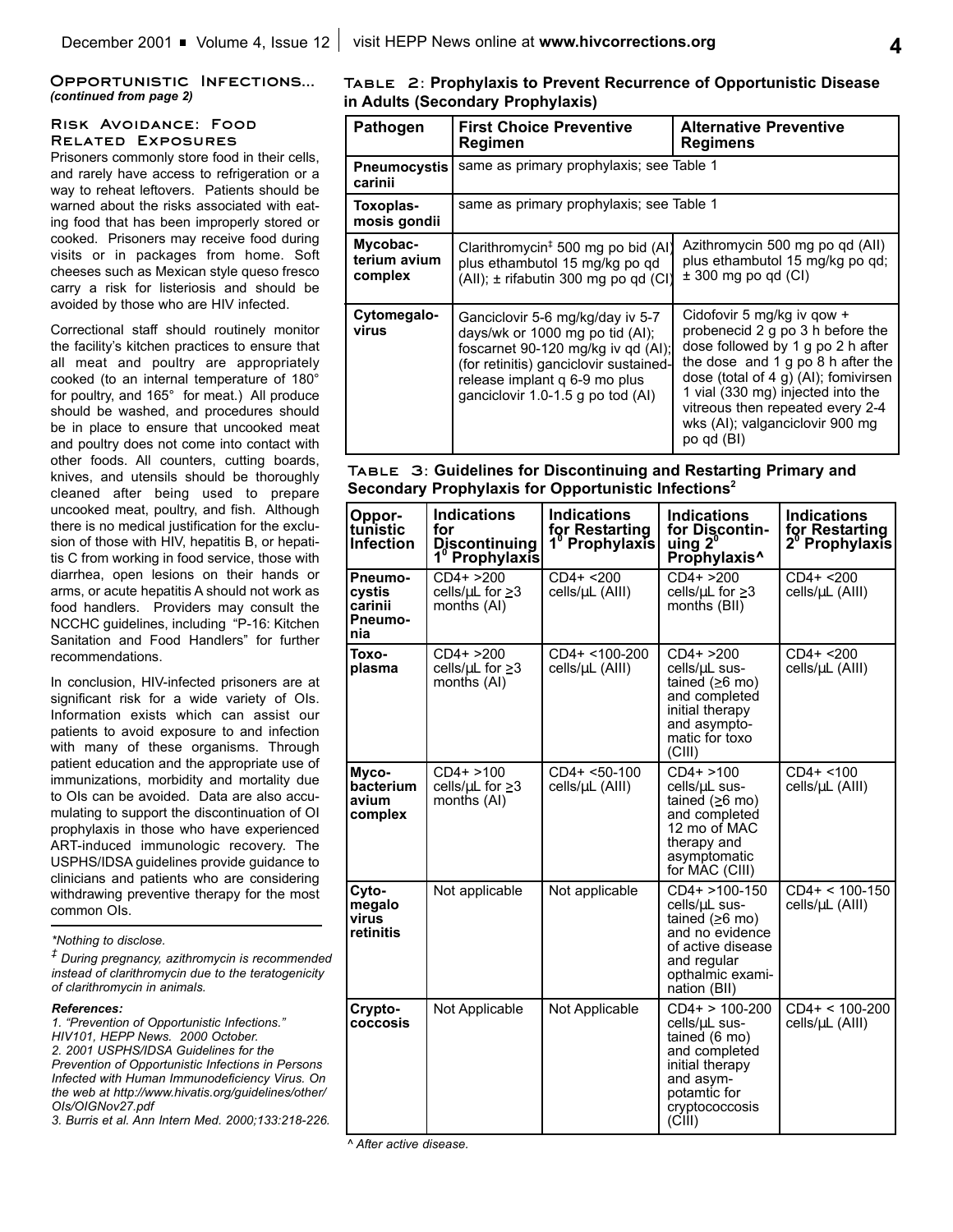## Opportunistic Infections...

*(continued from page 2)*

### Risk Avoidance: Food Related Exposures

Prisoners commonly store food in their cells, and rarely have access to refrigeration or a way to reheat leftovers. Patients should be warned about the risks associated with eating food that has been improperly stored or cooked. Prisoners may receive food during visits or in packages from home. Soft cheeses such as Mexican style queso fresco carry a risk for listeriosis and should be avoided by those who are HIV infected.

Correctional staff should routinely monitor the facility's kitchen practices to ensure that all meat and poultry are appropriately cooked (to an internal temperature of 180° for poultry, and 165° for meat.) All produce should be washed, and procedures should be in place to ensure that uncooked meat and poultry does not come into contact with other foods. All counters, cutting boards, knives, and utensils should be thoroughly cleaned after being used to prepare uncooked meat, poultry, and fish. Although there is no medical justification for the exclusion of those with HIV, hepatitis B, or hepatitis C from working in food service, those with diarrhea, open lesions on their hands or arms, or acute hepatitis A should not work as food handlers. Providers may consult the NCCHC guidelines, including "P-16: Kitchen Sanitation and Food Handlers" for further recommendations.

In conclusion, HIV-infected prisoners are at significant risk for a wide variety of OIs. Information exists which can assist our patients to avoid exposure to and infection with many of these organisms. Through patient education and the appropriate use of immunizations, morbidity and mortality due to OIs can be avoided. Data are also accumulating to support the discontinuation of OI prophylaxis in those who have experienced ART-induced immunologic recovery. The USPHS/IDSA guidelines provide guidance to clinicians and patients who are considering withdrawing preventive therapy for the most common OIs.

*\*Nothing to disclose.*

*‡ During pregnancy, azithromycin is recommended instead of clarithromycin due to the teratogenicity of clarithromycin in animals.*

***References:***

*1. "Prevention of Opportunistic Infections." HIV101, HEPP News. 2000 October.*

*2. 2001 USPHS/IDSA Guidelines for the Prevention of Opportunistic Infections in Persons Infected with Human Immunodeficiency Virus. On the web at http://www.hivatis.org/guidelines/other/OIs/OIGNov27.pdf*

*3. Burris et al. Ann Intern Med. 2000;133:218-226.*

**Table 2: Prophylaxis to Prevent Recurrence of Opportunistic Disease in Adults (Secondary Prophylaxis)**

| Pathogen | First Choice Preventive Regimen | Alternative Preventive Regimens |
|---|---|---|
| **Pneumocystis carinii** | same as primary prophylaxis; see Table 1 | |
| **Toxoplasmosis gondii** | same as primary prophylaxis; see Table 1 | |
| **Mycobacterium avium complex** | Clarithromycin‡ 500 mg po bid (AI) plus ethambutol 15 mg/kg po qd (AII); ± rifabutin 300 mg po qd (CI) | Azithromycin 500 mg po qd (AII) plus ethambutol 15 mg/kg po qd; ± 300 mg po qd (CI) |
| **Cytomegalovirus** | Ganciclovir 5-6 mg/kg/day iv 5-7 days/wk or 1000 mg po tid (AI); foscarnet 90-120 mg/kg iv qd (AI); (for retinitis) ganciclovir sustained-release implant q 6-9 mo plus ganciclovir 1.0-1.5 g po tod (AI) | Cidofovir 5 mg/kg iv qow + probenecid 2 g po 3 h before the dose followed by 1 g po 2 h after the dose and 1 g po 8 h after the dose (total of 4 g) (AI); fomivirsen 1 vial (330 mg) injected into the vitreous then repeated every 2-4 wks (AI); valganciclovir 900 mg po qd (BI) |

**Table 3: Guidelines for Discontinuing and Restarting Primary and Secondary Prophylaxis for Opportunistic Infections[2]**

| Opportunistic Infection | Indications for Discontinuing 1° Prophylaxis | Indications for Restarting 1° Prophylaxis | Indications for Discontinuing 2° Prophylaxis^ | Indications for Restarting 2° Prophylaxis |
|---|---|---|---|---|
| **Pneumocystis carinii Pneumonia** | CD4+ >200 cells/µL for ≥3 months (AI) | CD4+ <200 cells/µL (AIII) | CD4+ >200 cells/µL for ≥3 months (BII) | CD4+ <200 cells/µL (AIII) |
| **Toxoplasma** | CD4+ >200 cells/µL for ≥3 months (AI) | CD4+ <100-200 cells/µL (AIII) | CD4+ >200 cells/µL sustained (≥6 mo) and completed initial therapy and asymptomatic for toxo (CIII) | CD4+ <200 cells/µL (AIII) |
| **Mycobacterium avium complex** | CD4+ >100 cells/µL for ≥3 months (AI) | CD4+ <50-100 cells/µL (AIII) | CD4+ >100 cells/µL sustained (≥6 mo) and completed 12 mo of MAC therapy and asymptomatic for MAC (CIII) | CD4+ <100 cells/µL (AIII) |
| **Cytomegalo virus retinitis** | Not applicable | Not applicable | CD4+ >100-150 cells/µL sustained (≥6 mo) and no evidence of active disease and regular opthalmic examination (BII) | CD4+ < 100-150 cells/µL (AIII) |
| **Cryptococcosis** | Not Applicable | Not Applicable | CD4+ > 100-200 cells/µL sustained (6 mo) and completed initial therapy and asympotamtic for cryptococcosis (CIII) | CD4+ < 100-200 cells/µL (AIII) |

*^ After active disease.*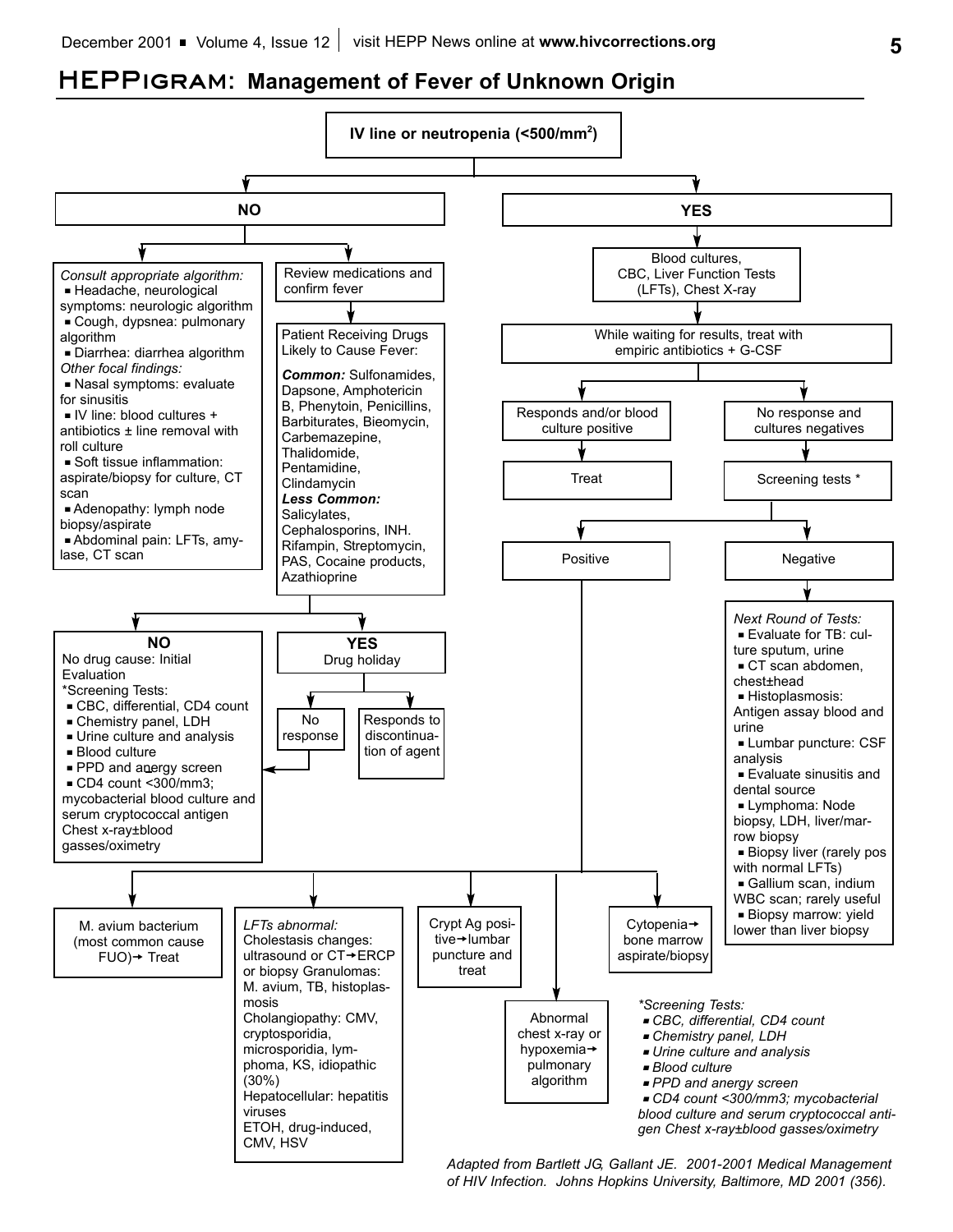# HEPPigram: Management of Fever of Unknown Origin

**IV line or neutropenia (<500/mm$^2$)**

## NO

*Consult appropriate algorithm:*

- Headache, neurological symptoms: neurologic algorithm
- Cough, dypsnea: pulmonary algorithm
- Diarrhea: diarrhea algorithm

*Other focal findings:*

- Nasal symptoms: evaluate for sinusitis
- IV line: blood cultures + antibiotics ± line removal with roll culture
- Soft tissue inflammation: aspirate/biopsy for culture, CT scan
- Adenopathy: lymph node biopsy/aspirate
- Abdominal pain: LFTs, amylase, CT scan

Review medications and confirm fever

Patient Receiving Drugs Likely to Cause Fever:

***Common:*** Sulfonamides, Dapsone, Amphotericin B, Phenytoin, Penicillins, Barbiturates, Bleomycin, Carbemazepine, Thalidomide, Pentamidine, Clindamycin

***Less Common:*** Salicylates, Cephalosporins, INH. Rifampin, Streptomycin, PAS, Cocaine products, Azathioprine

**NO**

No drug cause: Initial Evaluation

*Screening Tests:

- CBC, differential, CD4 count
- Chemistry panel, LDH
- Urine culture and analysis
- Blood culture
- PPD and anergy screen
- CD4 count <300/mm3; mycobacterial blood culture and serum cryptococcal antigen Chest x-ray±blood gasses/oximetry

**YES**

Drug holiday

- No response → (to Initial Evaluation / Screening Tests)
- Responds to discontinuation of agent

## YES

Blood cultures, CBC, Liver Function Tests (LFTs), Chest X-ray

While waiting for results, treat with empiric antibiotics + G-CSF

- Responds and/or blood culture positive → Treat
- No response and cultures negatives → Screening tests *

Screening tests:

- **Positive**
- **Negative**

**Negative** → *Next Round of Tests:*

- Evaluate for TB: culture sputum, urine
- CT scan abdomen, chest±head
- Histoplasmosis: Antigen assay blood and urine
- Lumbar puncture: CSF analysis
- Evaluate sinusitis and dental source
- Lymphoma: Node biopsy, LDH, liver/marrow biopsy
- Biopsy liver (rarely pos with normal LFTs)
- Gallium scan, indium WBC scan; rarely useful
- Biopsy marrow: yield lower than liver biopsy

**Positive** →

- M. avium bacterium (most common cause FUO)→ Treat
- *LFTs abnormal:* Cholestasis changes: ultrasound or CT→ERCP or biopsy Granulomas: M. avium, TB, histoplasmosis Cholangiopathy: CMV, cryptosporidia, microsporidia, lymphoma, KS, idiopathic (30%) Hepatocellular: hepatitis viruses ETOH, drug-induced, CMV, HSV
- Crypt Ag positive→lumbar puncture and treat
- Abnormal chest x-ray or hypoxemia→ pulmonary algorithm
- Cytopenia→ bone marrow aspirate/biopsy

**Screening Tests:*

- *CBC, differential, CD4 count*
- *Chemistry panel, LDH*
- *Urine culture and analysis*
- *Blood culture*
- *PPD and anergy screen*
- *CD4 count <300/mm3; mycobacterial blood culture and serum cryptococcal antigen Chest x-ray±blood gasses/oximetry*

*Adapted from Bartlett JG, Gallant JE. 2001-2001 Medical Management of HIV Infection. Johns Hopkins University, Baltimore, MD 2001 (356).*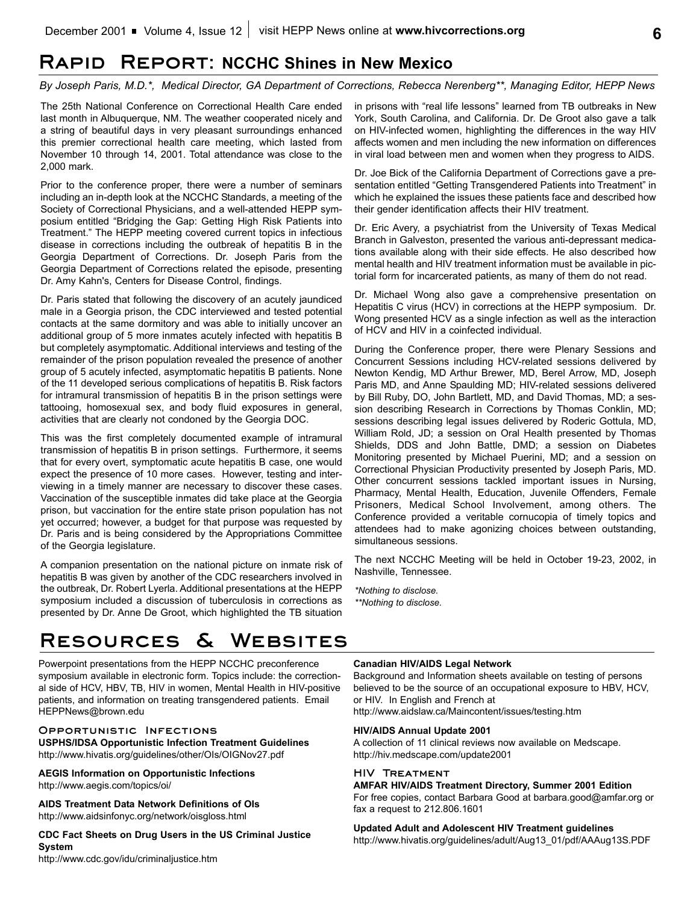# Rapid Report: NCCHC Shines in New Mexico

*By Joseph Paris, M.D.\*, Medical Director, GA Department of Corrections, Rebecca Nerenberg\*\*, Managing Editor, HEPP News*

The 25th National Conference on Correctional Health Care ended last month in Albuquerque, NM. The weather cooperated nicely and a string of beautiful days in very pleasant surroundings enhanced this premier correctional health care meeting, which lasted from November 10 through 14, 2001. Total attendance was close to the 2,000 mark.

Prior to the conference proper, there were a number of seminars including an in-depth look at the NCCHC Standards, a meeting of the Society of Correctional Physicians, and a well-attended HEPP symposium entitled "Bridging the Gap: Getting High Risk Patients into Treatment." The HEPP meeting covered current topics in infectious disease in corrections including the outbreak of hepatitis B in the Georgia Department of Corrections. Dr. Joseph Paris from the Georgia Department of Corrections related the episode, presenting Dr. Amy Kahn's, Centers for Disease Control, findings.

Dr. Paris stated that following the discovery of an acutely jaundiced male in a Georgia prison, the CDC interviewed and tested potential contacts at the same dormitory and was able to initially uncover an additional group of 5 more inmates acutely infected with hepatitis B but completely asymptomatic. Additional interviews and testing of the remainder of the prison population revealed the presence of another group of 5 acutely infected, asymptomatic hepatitis B patients. None of the 11 developed serious complications of hepatitis B. Risk factors for intramural transmission of hepatitis B in the prison settings were tattooing, homosexual sex, and body fluid exposures in general, activities that are clearly not condoned by the Georgia DOC.

This was the first completely documented example of intramural transmission of hepatitis B in prison settings. Furthermore, it seems that for every overt, symptomatic acute hepatitis B case, one would expect the presence of 10 more cases. However, testing and interviewing in a timely manner are necessary to discover these cases. Vaccination of the susceptible inmates did take place at the Georgia prison, but vaccination for the entire state prison population has not yet occurred; however, a budget for that purpose was requested by Dr. Paris and is being considered by the Appropriations Committee of the Georgia legislature.

A companion presentation on the national picture on inmate risk of hepatitis B was given by another of the CDC researchers involved in the outbreak, Dr. Robert Lyerla. Additional presentations at the HEPP symposium included a discussion of tuberculosis in corrections as presented by Dr. Anne De Groot, which highlighted the TB situation in prisons with "real life lessons" learned from TB outbreaks in New York, South Carolina, and California. Dr. De Groot also gave a talk on HIV-infected women, highlighting the differences in the way HIV affects women and men including the new information on differences in viral load between men and women when they progress to AIDS.

Dr. Joe Bick of the California Department of Corrections gave a presentation entitled "Getting Transgendered Patients into Treatment" in which he explained the issues these patients face and described how their gender identification affects their HIV treatment.

Dr. Eric Avery, a psychiatrist from the University of Texas Medical Branch in Galveston, presented the various anti-depressant medications available along with their side effects. He also described how mental health and HIV treatment information must be available in pictorial form for incarcerated patients, as many of them do not read.

Dr. Michael Wong also gave a comprehensive presentation on Hepatitis C virus (HCV) in corrections at the HEPP symposium. Dr. Wong presented HCV as a single infection as well as the interaction of HCV and HIV in a coinfected individual.

During the Conference proper, there were Plenary Sessions and Concurrent Sessions including HCV-related sessions delivered by Newton Kendig, MD Arthur Brewer, MD, Berel Arrow, MD, Joseph Paris MD, and Anne Spaulding MD; HIV-related sessions delivered by Bill Ruby, DO, John Bartlett, MD, and David Thomas, MD; a session describing Research in Corrections by Thomas Conklin, MD; sessions describing legal issues delivered by Roderic Gottula, MD, William Rold, JD; a session on Oral Health presented by Thomas Shields, DDS and John Battle, DMD; a session on Diabetes Monitoring presented by Michael Puerini, MD; and a session on Correctional Physician Productivity presented by Joseph Paris, MD. Other concurrent sessions tackled important issues in Nursing, Pharmacy, Mental Health, Education, Juvenile Offenders, Female Prisoners, Medical School Involvement, among others. The Conference provided a veritable cornucopia of timely topics and attendees had to make agonizing choices between outstanding, simultaneous sessions.

The next NCCHC Meeting will be held in October 19-23, 2002, in Nashville, Tennessee.

*\*Nothing to disclose.*
*\*\*Nothing to disclose.*

# Resources & Websites

Powerpoint presentations from the HEPP NCCHC preconference symposium available in electronic form. Topics include: the correctional side of HCV, HBV, TB, HIV in women, Mental Health in HIV-positive patients, and information on treating transgendered patients. Email HEPPNews@brown.edu

## Opportunistic Infections

**USPHS/IDSA Opportunistic Infection Treatment Guidelines**
http://www.hivatis.org/guidelines/other/OIs/OIGNov27.pdf

**AEGIS Information on Opportunistic Infections**
http://www.aegis.com/topics/oi/

**AIDS Treatment Data Network Definitions of OIs**
http://www.aidsinfonyc.org/network/oisgloss.html

**CDC Fact Sheets on Drug Users in the US Criminal Justice System**
http://www.cdc.gov/idu/criminaljustice.htm

**Canadian HIV/AIDS Legal Network**
Background and Information sheets available on testing of persons believed to be the source of an occupational exposure to HBV, HCV, or HIV. In English and French at
http://www.aidslaw.ca/Maincontent/issues/testing.htm

**HIV/AIDS Annual Update 2001**
A collection of 11 clinical reviews now available on Medscape.
http://hiv.medscape.com/update2001

## HIV Treatment

**AMFAR HIV/AIDS Treatment Directory, Summer 2001 Edition**
For free copies, contact Barbara Good at barbara.good@amfar.org or fax a request to 212.806.1601

**Updated Adult and Adolescent HIV Treatment guidelines**
http://www.hivatis.org/guidelines/adult/Aug13_01/pdf/AAAug13S.PDF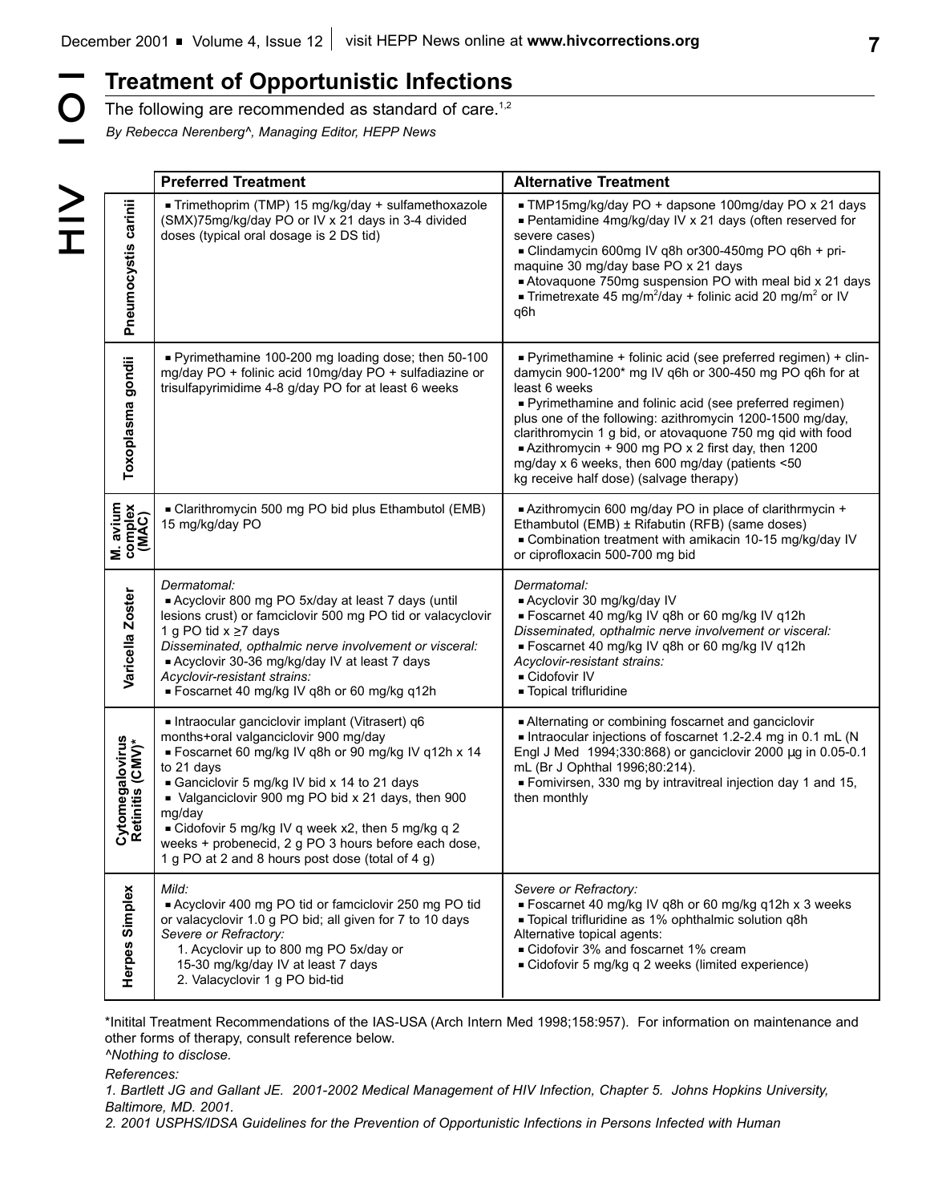# Treatment of Opportunistic Infections

The following are recommended as standard of care.[1,2]

*By Rebecca Nerenberg^, Managing Editor, HEPP News*

| | Preferred Treatment | Alternative Treatment |
|---|---|---|
| **Pneumocystis carinii** | ■ Trimethoprim (TMP) 15 mg/kg/day + sulfamethoxazole (SMX)75mg/kg/day PO or IV x 21 days in 3-4 divided doses (typical oral dosage is 2 DS tid) | ■ TMP15mg/kg/day PO + dapsone 100mg/day PO x 21 days<br>■ Pentamidine 4mg/kg/day IV x 21 days (often reserved for severe cases)<br>■ Clindamycin 600mg IV q8h or300-450mg PO q6h + primaquine 30 mg/day base PO x 21 days<br>■ Atovaquone 750mg suspension PO with meal bid x 21 days<br>■ Trimetrexate 45 mg/m$^2$/day + folinic acid 20 mg/m$^2$ or IV q6h |
| **Toxoplasma gondii** | ■ Pyrimethamine 100-200 mg loading dose; then 50-100 mg/day PO + folinic acid 10mg/day PO + sulfadiazine or trisulfapyrimidime 4-8 g/day PO for at least 6 weeks | ■ Pyrimethamine + folinic acid (see preferred regimen) + clindamycin 900-1200* mg IV q6h or 300-450 mg PO q6h for at least 6 weeks<br>■ Pyrimethamine and folinic acid (see preferred regimen) plus one of the following: azithromycin 1200-1500 mg/day, clarithromycin 1 g bid, or atovaquone 750 mg qid with food<br>■ Azithromycin + 900 mg PO x 2 first day, then 1200 mg/day x 6 weeks, then 600 mg/day (patients <50 kg receive half dose) (salvage therapy) |
| **M. avium complex (MAC)** | ■ Clarithromycin 500 mg PO bid plus Ethambutol (EMB) 15 mg/kg/day PO | ■ Azithromycin 600 mg/day PO in place of clarithrmycin + Ethambutol (EMB) ± Rifabutin (RFB) (same doses)<br>■ Combination treatment with amikacin 10-15 mg/kg/day IV or ciprofloxacin 500-700 mg bid |
| **Varicella Zoster** | *Dermatomal:*<br>■ Acyclovir 800 mg PO 5x/day at least 7 days (until lesions crust) or famciclovir 500 mg PO tid or valacyclovir 1 g PO tid x ≥7 days<br>*Disseminated, opthalmic nerve involvement or visceral:*<br>■ Acyclovir 30-36 mg/kg/day IV at least 7 days<br>*Acyclovir-resistant strains:*<br>■ Foscarnet 40 mg/kg IV q8h or 60 mg/kg q12h | *Dermatomal:*<br>■ Acyclovir 30 mg/kg/day IV<br>■ Foscarnet 40 mg/kg IV q8h or 60 mg/kg IV q12h<br>*Disseminated, opthalmic nerve involvement or visceral:*<br>■ Foscarnet 40 mg/kg IV q8h or 60 mg/kg IV q12h<br>*Acyclovir-resistant strains:*<br>■ Cidofovir IV<br>■ Topical trifluridine |
| **Cytomegalovirus Retinitis (CMV)*** | ■ Intraocular ganciclovir implant (Vitrasert) q6 months+oral valganciclovir 900 mg/day<br>■ Foscarnet 60 mg/kg IV q8h or 90 mg/kg IV q12h x 14 to 21 days<br>■ Ganciclovir 5 mg/kg IV bid x 14 to 21 days<br>■ Valganciclovir 900 mg PO bid x 21 days, then 900 mg/day<br>■ Cidofovir 5 mg/kg IV q week x2, then 5 mg/kg q 2 weeks + probenecid, 2 g PO 3 hours before each dose, 1 g PO at 2 and 8 hours post dose (total of 4 g) | ■ Alternating or combining foscarnet and ganciclovir<br>■ Intraocular injections of foscarnet 1.2-2.4 mg in 0.1 mL (N Engl J Med 1994;330:868) or ganciclovir 2000 µg in 0.05-0.1 mL (Br J Ophthal 1996;80:214).<br>■ Fomivirsen, 330 mg by intravitreal injection day 1 and 15, then monthly |
| **Herpes Simplex** | *Mild:*<br>■ Acyclovir 400 mg PO tid or famciclovir 250 mg PO tid or valacyclovir 1.0 g PO bid; all given for 7 to 10 days<br>*Severe or Refractory:*<br>1. Acyclovir up to 800 mg PO 5x/day or 15-30 mg/kg/day IV at least 7 days<br>2. Valacyclovir 1 g PO bid-tid | *Severe or Refractory:*<br>■ Foscarnet 40 mg/kg IV q8h or 60 mg/kg q12h x 3 weeks<br>■ Topical trifluridine as 1% ophthalmic solution q8h<br>Alternative topical agents:<br>■ Cidofovir 3% and foscarnet 1% cream<br>■ Cidofovir 5 mg/kg q 2 weeks (limited experience) |

*Initital Treatment Recommendations of the IAS-USA (Arch Intern Med 1998;158:957). For information on maintenance and other forms of therapy, consult reference below.

*^Nothing to disclose.*

*References:*

*1. Bartlett JG and Gallant JE. 2001-2002 Medical Management of HIV Infection, Chapter 5. Johns Hopkins University, Baltimore, MD. 2001.*

*2. 2001 USPHS/IDSA Guidelines for the Prevention of Opportunistic Infections in Persons Infected with Human*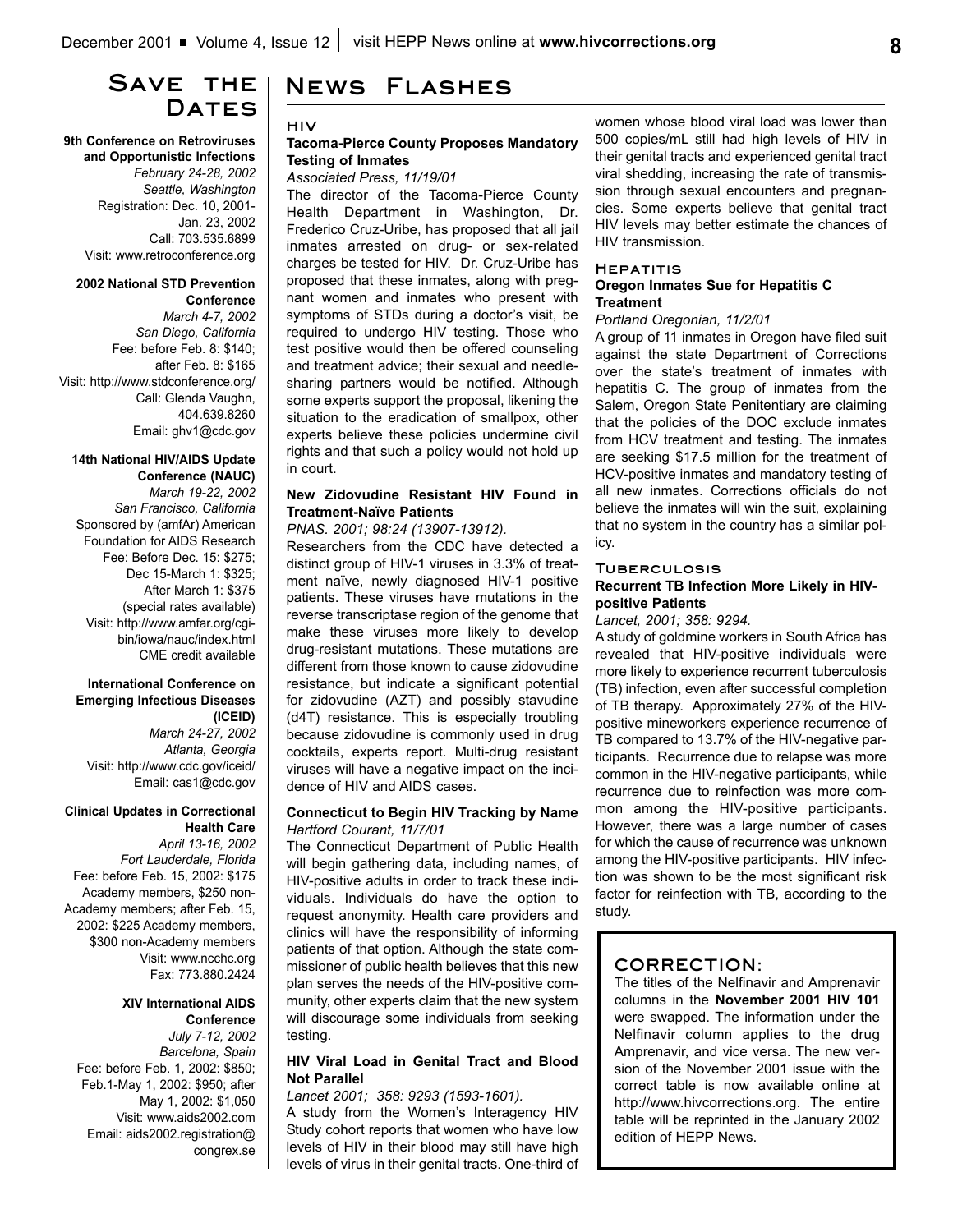# Save the Dates

**9th Conference on Retroviruses and Opportunistic Infections**
*February 24-28, 2002*
*Seattle, Washington*
Registration: Dec. 10, 2001-Jan. 23, 2002
Call: 703.535.6899
Visit: www.retroconference.org

**2002 National STD Prevention Conference**
*March 4-7, 2002*
*San Diego, California*
Fee: before Feb. 8: $140; after Feb. 8: $165
Visit: http://www.stdconference.org/
Call: Glenda Vaughn, 404.639.8260
Email: ghv1@cdc.gov

**14th National HIV/AIDS Update Conference (NAUC)**
*March 19-22, 2002*
*San Francisco, California*
Sponsored by (amfAr) American Foundation for AIDS Research
Fee: Before Dec. 15: $275; Dec 15-March 1: $325; After March 1: $375 (special rates available)
Visit: http://www.amfar.org/cgi-bin/iowa/nauc/index.html
CME credit available

**International Conference on Emerging Infectious Diseases (ICEID)**
*March 24-27, 2002*
*Atlanta, Georgia*
Visit: http://www.cdc.gov/iceid/
Email: cas1@cdc.gov

**Clinical Updates in Correctional Health Care**
*April 13-16, 2002*
*Fort Lauderdale, Florida*
Fee: before Feb. 15, 2002: $175 Academy members, $250 non-Academy members; after Feb. 15, 2002: $225 Academy members, $300 non-Academy members
Visit: www.ncchc.org
Fax: 773.880.2424

**XIV International AIDS Conference**
*July 7-12, 2002*
*Barcelona, Spain*
Fee: before Feb. 1, 2002: $850; Feb.1-May 1, 2002: $950; after May 1, 2002: $1,050
Visit: www.aids2002.com
Email: aids2002.registration@congrex.se

# News Flashes

## HIV

### Tacoma-Pierce County Proposes Mandatory Testing of Inmates

*Associated Press, 11/19/01*

The director of the Tacoma-Pierce County Health Department in Washington, Dr. Frederico Cruz-Uribe, has proposed that all jail inmates arrested on drug- or sex-related charges be tested for HIV. Dr. Cruz-Uribe has proposed that these inmates, along with pregnant women and inmates who present with symptoms of STDs during a doctor's visit, be required to undergo HIV testing. Those who test positive would then be offered counseling and treatment advice; their sexual and needle-sharing partners would be notified. Although some experts support the proposal, likening the situation to the eradication of smallpox, other experts believe these policies undermine civil rights and that such a policy would not hold up in court.

### New Zidovudine Resistant HIV Found in Treatment-Naïve Patients

*PNAS. 2001; 98:24 (13907-13912).*

Researchers from the CDC have detected a distinct group of HIV-1 viruses in 3.3% of treatment naïve, newly diagnosed HIV-1 positive patients. These viruses have mutations in the reverse transcriptase region of the genome that make these viruses more likely to develop drug-resistant mutations. These mutations are different from those known to cause zidovudine resistance, but indicate a significant potential for zidovudine (AZT) and possibly stavudine (d4T) resistance. This is especially troubling because zidovudine is commonly used in drug cocktails, experts report. Multi-drug resistant viruses will have a negative impact on the incidence of HIV and AIDS cases.

### Connecticut to Begin HIV Tracking by Name

*Hartford Courant, 11/7/01*

The Connecticut Department of Public Health will begin gathering data, including names, of HIV-positive adults in order to track these individuals. Individuals do have the option to request anonymity. Health care providers and clinics will have the responsibility of informing patients of that option. Although the state commissioner of public health believes that this new plan serves the needs of the HIV-positive community, other experts claim that the new system will discourage some individuals from seeking testing.

### HIV Viral Load in Genital Tract and Blood Not Parallel

*Lancet 2001; 358: 9293 (1593-1601).*

A study from the Women's Interagency HIV Study cohort reports that women who have low levels of HIV in their blood may still have high levels of virus in their genital tracts. One-third of women whose blood viral load was lower than 500 copies/mL still had high levels of HIV in their genital tracts and experienced genital tract viral shedding, increasing the rate of transmission through sexual encounters and pregnancies. Some experts believe that genital tract HIV levels may better estimate the chances of HIV transmission.

## Hepatitis

### Oregon Inmates Sue for Hepatitis C Treatment

*Portland Oregonian, 11/2/01*

A group of 11 inmates in Oregon have filed suit against the state Department of Corrections over the state's treatment of inmates with hepatitis C. The group of inmates from the Salem, Oregon State Penitentiary are claiming that the policies of the DOC exclude inmates from HCV treatment and testing. The inmates are seeking $17.5 million for the treatment of HCV-positive inmates and mandatory testing of all new inmates. Corrections officials do not believe the inmates will win the suit, explaining that no system in the country has a similar policy.

## Tuberculosis

### Recurrent TB Infection More Likely in HIV-positive Patients

*Lancet, 2001; 358: 9294.*

A study of goldmine workers in South Africa has revealed that HIV-positive individuals were more likely to experience recurrent tuberculosis (TB) infection, even after successful completion of TB therapy. Approximately 27% of the HIV-positive mineworkers experience recurrence of TB compared to 13.7% of the HIV-negative participants. Recurrence due to relapse was more common in the HIV-negative participants, while recurrence due to reinfection was more common among the HIV-positive participants. However, there was a large number of cases for which the cause of recurrence was unknown among the HIV-positive participants. HIV infection was shown to be the most significant risk factor for reinfection with TB, according to the study.

## CORRECTION:

The titles of the Nelfinavir and Amprenavir columns in the **November 2001 HIV 101** were swapped. The information under the Nelfinavir column applies to the drug Amprenavir, and vice versa. The new version of the November 2001 issue with the correct table is now available online at http://www.hivcorrections.org. The entire table will be reprinted in the January 2002 edition of HEPP News.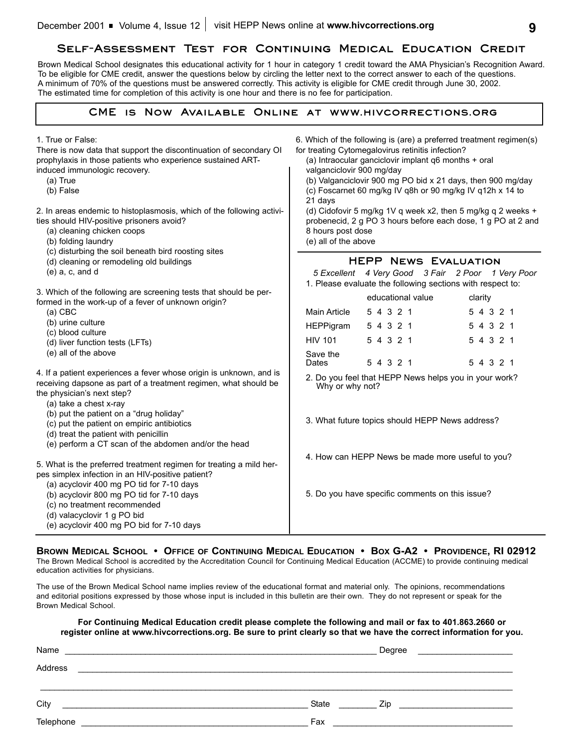## Self-Assessment Test for Continuing Medical Education Credit

Brown Medical School designates this educational activity for 1 hour in category 1 credit toward the AMA Physician's Recognition Award. To be eligible for CME credit, answer the questions below by circling the letter next to the correct answer to each of the questions. A minimum of 70% of the questions must be answered correctly. This activity is eligible for CME credit through June 30, 2002. The estimated time for completion of this activity is one hour and there is no fee for participation.

### CME is Now Available Online at www.hivcorrections.org

1. True or False:
There is now data that support the discontinuation of secondary OI prophylaxis in those patients who experience sustained ART-induced immunologic recovery.
   (a) True
   (b) False

2. In areas endemic to histoplasmosis, which of the following activities should HIV-positive prisoners avoid?
   (a) cleaning chicken coops
   (b) folding laundry
   (c) disturbing the soil beneath bird roosting sites
   (d) cleaning or remodeling old buildings
   (e) a, c, and d

3. Which of the following are screening tests that should be performed in the work-up of a fever of unknown origin?
   (a) CBC
   (b) urine culture
   (c) blood culture
   (d) liver function tests (LFTs)
   (e) all of the above

4. If a patient experiences a fever whose origin is unknown, and is receiving dapsone as part of a treatment regimen, what should be the physician's next step?
   (a) take a chest x-ray
   (b) put the patient on a "drug holiday"
   (c) put the patient on empiric antibiotics
   (d) treat the patient with penicillin
   (e) perform a CT scan of the abdomen and/or the head

5. What is the preferred treatment regimen for treating a mild herpes simplex infection in an HIV-positive patient?
   (a) acyclovir 400 mg PO tid for 7-10 days
   (b) acyclovir 800 mg PO tid for 7-10 days
   (c) no treatment recommended
   (d) valacyclovir 1 g PO bid
   (e) acyclovir 400 mg PO bid for 7-10 days

6. Which of the following is (are) a preferred treatment regimen(s) for treating Cytomegalovirus retinitis infection?
   (a) Intraocular ganciclovir implant q6 months + oral valganciclovir 900 mg/day
   (b) Valganciclovir 900 mg PO bid x 21 days, then 900 mg/day
   (c) Foscarnet 60 mg/kg IV q8h or 90 mg/kg IV q12h x 14 to 21 days
   (d) Cidofovir 5 mg/kg 1V q week x2, then 5 mg/kg q 2 weeks + probenecid, 2 g PO 3 hours before each dose, 1 g PO at 2 and 8 hours post dose
   (e) all of the above

### HEPP News Evaluation

*5 Excellent 4 Very Good 3 Fair 2 Poor 1 Very Poor*

1. Please evaluate the following sections with respect to:

| | educational value | clarity |
|---|---|---|
| Main Article | 5 4 3 2 1 | 5 4 3 2 1 |
| HEPPigram | 5 4 3 2 1 | 5 4 3 2 1 |
| HIV 101 | 5 4 3 2 1 | 5 4 3 2 1 |
| Save the Dates | 5 4 3 2 1 | 5 4 3 2 1 |

2. Do you feel that HEPP News helps you in your work? Why or why not?

3. What future topics should HEPP News address?

4. How can HEPP News be made more useful to you?

5. Do you have specific comments on this issue?

**Brown Medical School • Office of Continuing Medical Education • Box G-A2 • Providence, RI 02912**

The Brown Medical School is accredited by the Accreditation Council for Continuing Medical Education (ACCME) to provide continuing medical education activities for physicians.

The use of the Brown Medical School name implies review of the educational format and material only. The opinions, recommendations and editorial positions expressed by those whose input is included in this bulletin are their own. They do not represent or speak for the Brown Medical School.

**For Continuing Medical Education credit please complete the following and mail or fax to 401.863.2660 or register online at www.hivcorrections.org. Be sure to print clearly so that we have the correct information for you.**

Name ____________________________________________ Degree ____________________

Address ____________________________________________________________________

____________________________________________________________________________

City ____________________________________ State ________ Zip ____________________

Telephone ________________________________ Fax ________________________________